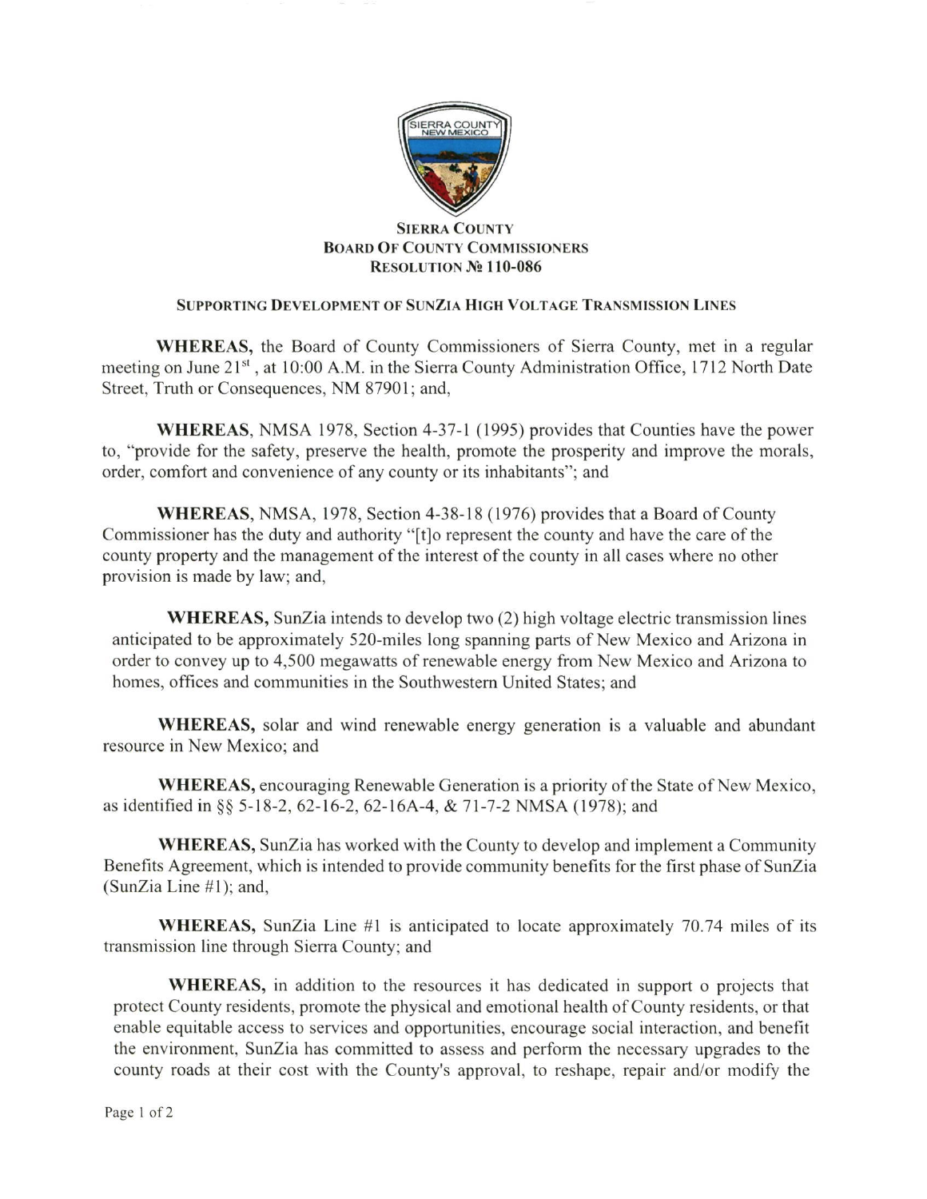**SIERRA COUNTY**
**BOARD OF COUNTY COMMISSIONERS**
**RESOLUTION № 110-086**

**SUPPORTING DEVELOPMENT OF SUNZIA HIGH VOLTAGE TRANSMISSION LINES**

**WHEREAS,** the Board of County Commissioners of Sierra County, met in a regular meeting on June 21st, at 10:00 A.M. in the Sierra County Administration Office, 1712 North Date Street, Truth or Consequences, NM 87901; and,

**WHEREAS,** NMSA 1978, Section 4-37-1 (1995) provides that Counties have the power to, "provide for the safety, preserve the health, promote the prosperity and improve the morals, order, comfort and convenience of any county or its inhabitants"; and

**WHEREAS,** NMSA, 1978, Section 4-38-18 (1976) provides that a Board of County Commissioner has the duty and authority "[t]o represent the county and have the care of the county property and the management of the interest of the county in all cases where no other provision is made by law; and,

**WHEREAS,** SunZia intends to develop two (2) high voltage electric transmission lines anticipated to be approximately 520-miles long spanning parts of New Mexico and Arizona in order to convey up to 4,500 megawatts of renewable energy from New Mexico and Arizona to homes, offices and communities in the Southwestern United States; and

**WHEREAS,** solar and wind renewable energy generation is a valuable and abundant resource in New Mexico; and

**WHEREAS,** encouraging Renewable Generation is a priority of the State of New Mexico, as identified in §§ 5-18-2, 62-16-2, 62-16A-4, & 71-7-2 NMSA (1978); and

**WHEREAS,** SunZia has worked with the County to develop and implement a Community Benefits Agreement, which is intended to provide community benefits for the first phase of SunZia (SunZia Line #1); and,

**WHEREAS,** SunZia Line #1 is anticipated to locate approximately 70.74 miles of its transmission line through Sierra County; and

**WHEREAS,** in addition to the resources it has dedicated in support o projects that protect County residents, promote the physical and emotional health of County residents, or that enable equitable access to services and opportunities, encourage social interaction, and benefit the environment, SunZia has committed to assess and perform the necessary upgrades to the county roads at their cost with the County's approval, to reshape, repair and/or modify the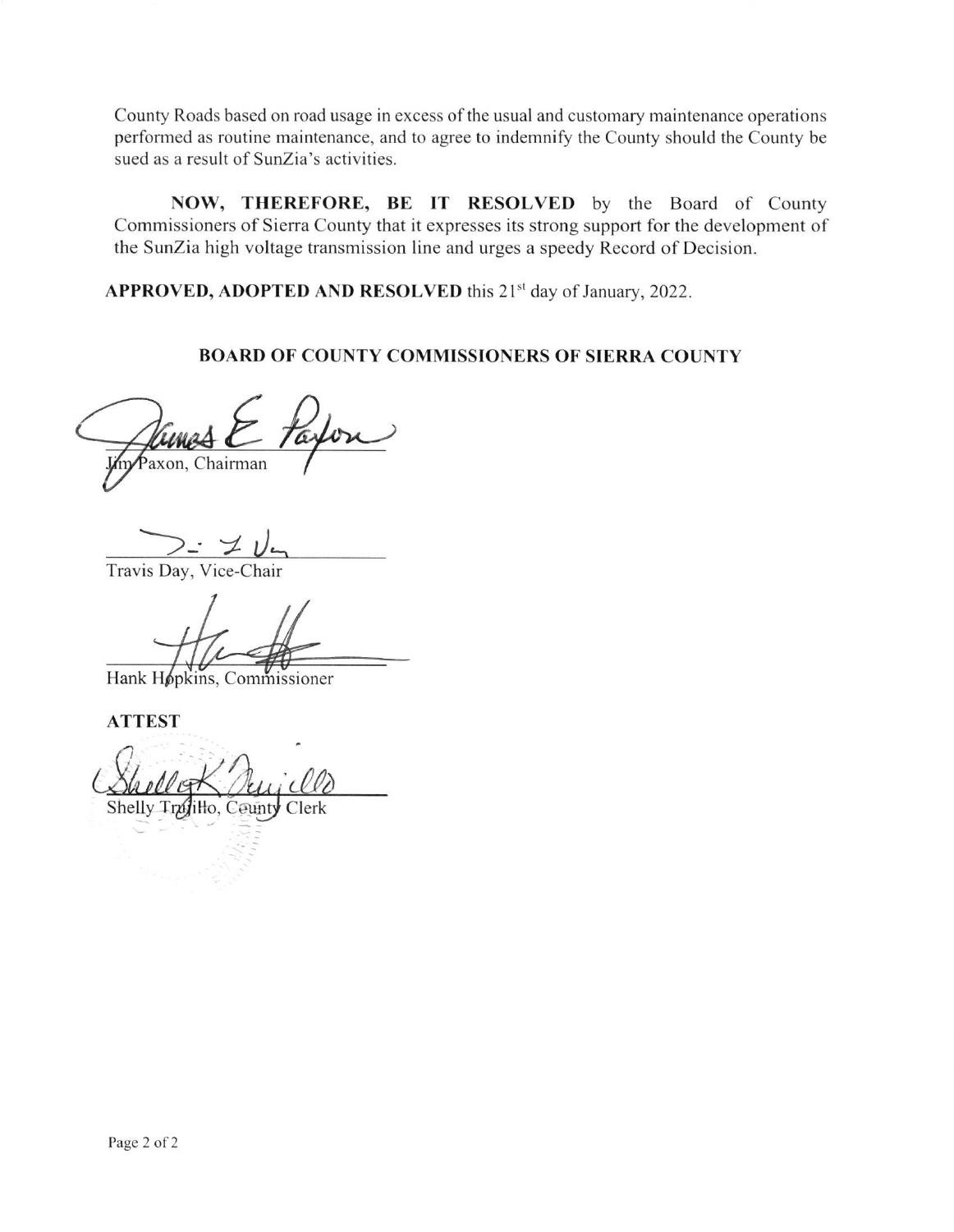County Roads based on road usage in excess of the usual and customary maintenance operations performed as routine maintenance, and to agree to indemnify the County should the County be sued as a result of SunZia's activities.

**NOW, THEREFORE, BE IT RESOLVED** by the Board of County Commissioners of Sierra County that it expresses its strong support for the development of the SunZia high voltage transmission line and urges a speedy Record of Decision.

**APPROVED, ADOPTED AND RESOLVED** this 21st day of January, 2022.

**BOARD OF COUNTY COMMISSIONERS OF SIERRA COUNTY**

Jim Paxon, Chairman

Travis Day, Vice-Chair

Hank Hopkins, Commissioner

**ATTEST**

Shelly Trujillo, County Clerk